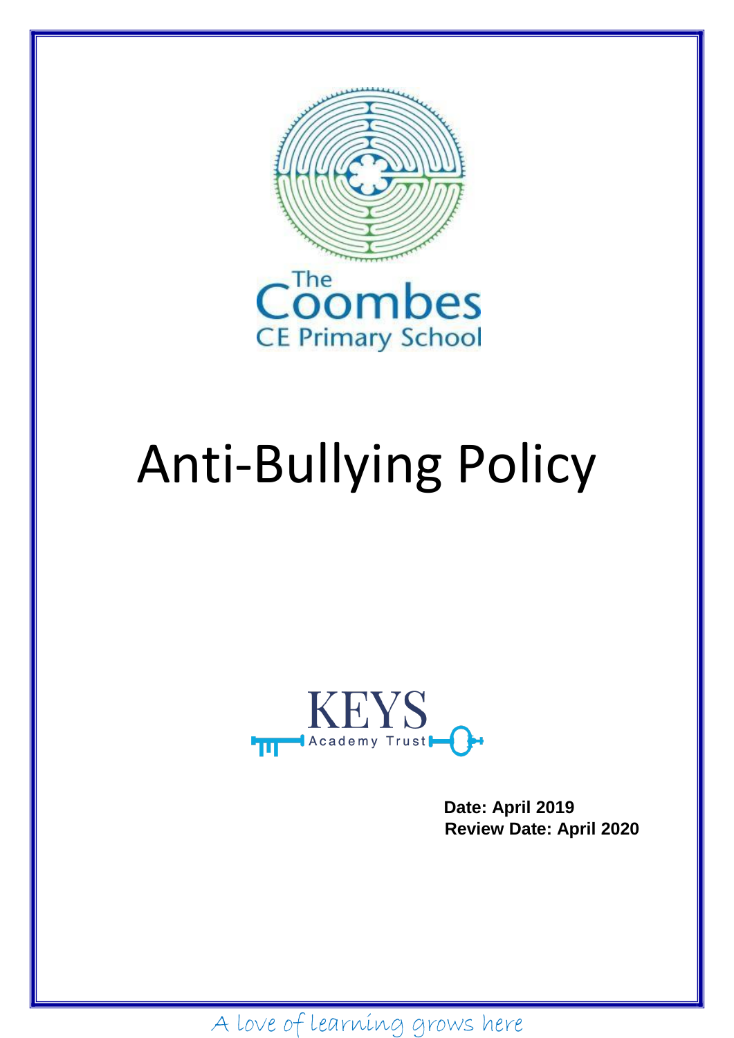The Coombes CE Primary School

# Anti-Bullying Policy

KEYS Academy Trust

**Date: April 2019**
**Review Date: April 2020**

A love of learning grows here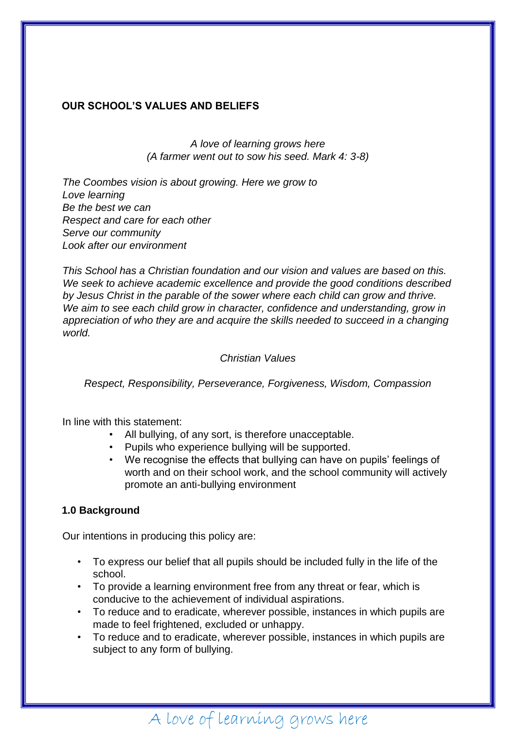## OUR SCHOOL'S VALUES AND BELIEFS

*A love of learning grows here*
*(A farmer went out to sow his seed. Mark 4: 3-8)*

*The Coombes vision is about growing. Here we grow to*
*Love learning*
*Be the best we can*
*Respect and care for each other*
*Serve our community*
*Look after our environment*

*This School has a Christian foundation and our vision and values are based on this. We seek to achieve academic excellence and provide the good conditions described by Jesus Christ in the parable of the sower where each child can grow and thrive. We aim to see each child grow in character, confidence and understanding, grow in appreciation of who they are and acquire the skills needed to succeed in a changing world.*

*Christian Values*

*Respect, Responsibility, Perseverance, Forgiveness, Wisdom, Compassion*

In line with this statement:

- All bullying, of any sort, is therefore unacceptable.
- Pupils who experience bullying will be supported.
- We recognise the effects that bullying can have on pupils' feelings of worth and on their school work, and the school community will actively promote an anti-bullying environment

### 1.0 Background

Our intentions in producing this policy are:

- To express our belief that all pupils should be included fully in the life of the school.
- To provide a learning environment free from any threat or fear, which is conducive to the achievement of individual aspirations.
- To reduce and to eradicate, wherever possible, instances in which pupils are made to feel frightened, excluded or unhappy.
- To reduce and to eradicate, wherever possible, instances in which pupils are subject to any form of bullying.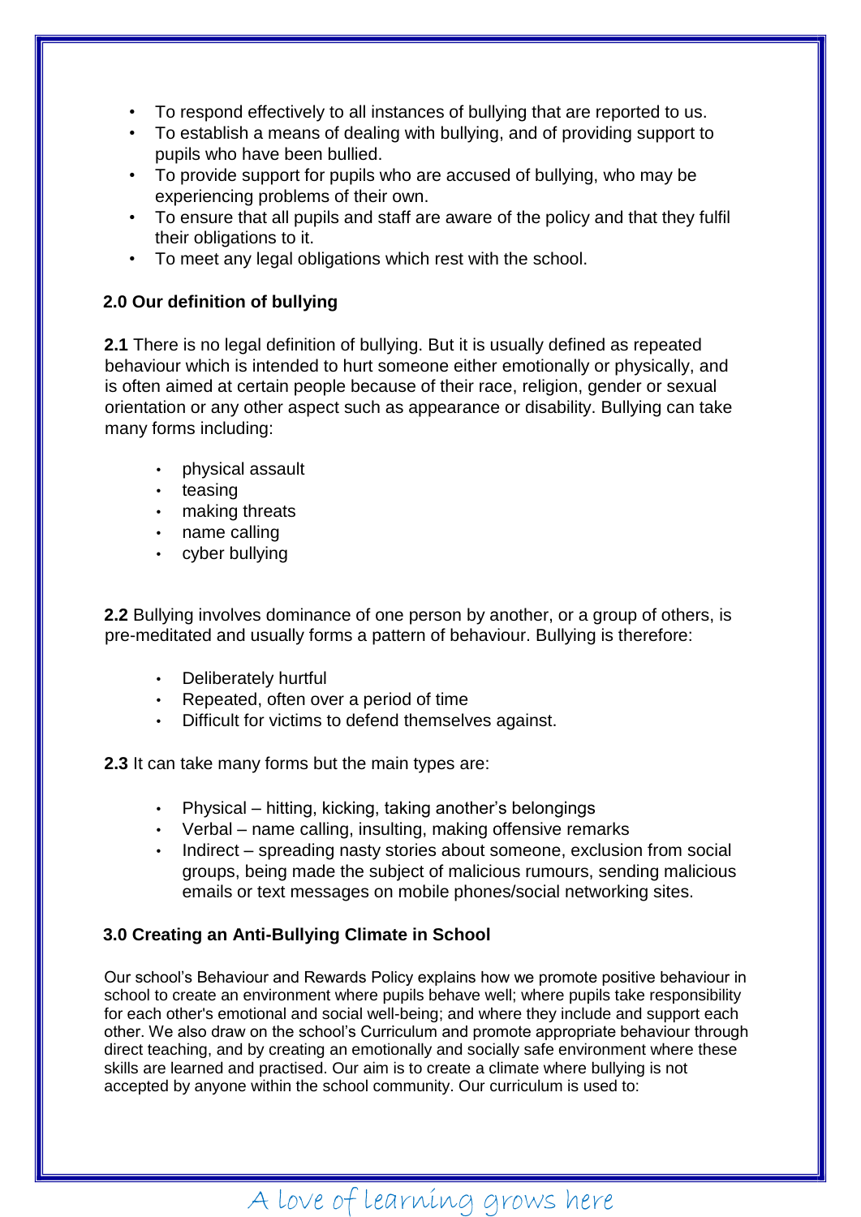- To respond effectively to all instances of bullying that are reported to us.
- To establish a means of dealing with bullying, and of providing support to pupils who have been bullied.
- To provide support for pupils who are accused of bullying, who may be experiencing problems of their own.
- To ensure that all pupils and staff are aware of the policy and that they fulfil their obligations to it.
- To meet any legal obligations which rest with the school.

## 2.0 Our definition of bullying

**2.1** There is no legal definition of bullying. But it is usually defined as repeated behaviour which is intended to hurt someone either emotionally or physically, and is often aimed at certain people because of their race, religion, gender or sexual orientation or any other aspect such as appearance or disability. Bullying can take many forms including:

- physical assault
- teasing
- making threats
- name calling
- cyber bullying

**2.2** Bullying involves dominance of one person by another, or a group of others, is pre-meditated and usually forms a pattern of behaviour. Bullying is therefore:

- Deliberately hurtful
- Repeated, often over a period of time
- Difficult for victims to defend themselves against.

**2.3** It can take many forms but the main types are:

- Physical – hitting, kicking, taking another's belongings
- Verbal – name calling, insulting, making offensive remarks
- Indirect – spreading nasty stories about someone, exclusion from social groups, being made the subject of malicious rumours, sending malicious emails or text messages on mobile phones/social networking sites.

## 3.0 Creating an Anti-Bullying Climate in School

Our school's Behaviour and Rewards Policy explains how we promote positive behaviour in school to create an environment where pupils behave well; where pupils take responsibility for each other's emotional and social well-being; and where they include and support each other. We also draw on the school's Curriculum and promote appropriate behaviour through direct teaching, and by creating an emotionally and socially safe environment where these skills are learned and practised. Our aim is to create a climate where bullying is not accepted by anyone within the school community. Our curriculum is used to: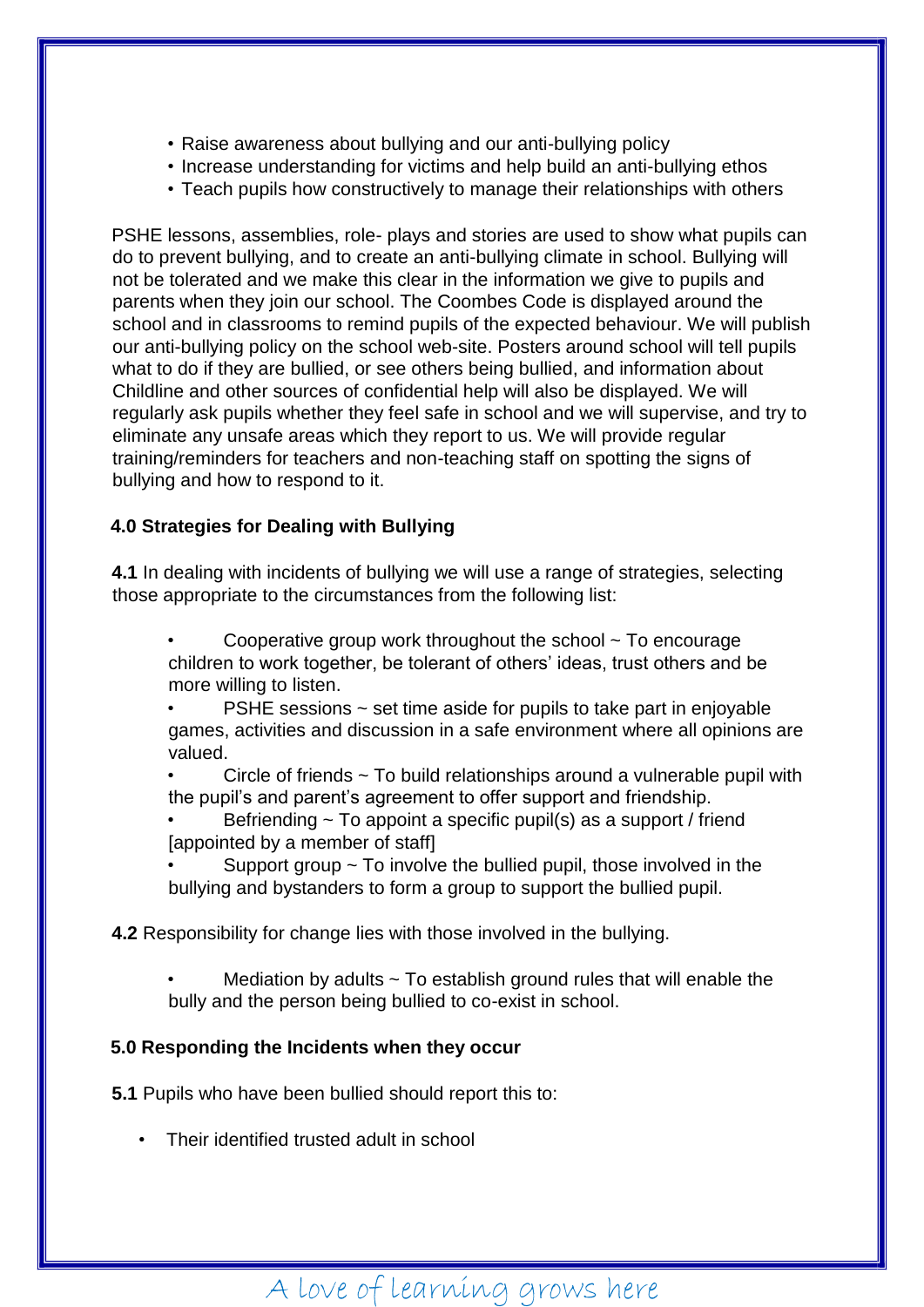- Raise awareness about bullying and our anti-bullying policy
- Increase understanding for victims and help build an anti-bullying ethos
- Teach pupils how constructively to manage their relationships with others

PSHE lessons, assemblies, role- plays and stories are used to show what pupils can do to prevent bullying, and to create an anti-bullying climate in school. Bullying will not be tolerated and we make this clear in the information we give to pupils and parents when they join our school. The Coombes Code is displayed around the school and in classrooms to remind pupils of the expected behaviour. We will publish our anti-bullying policy on the school web-site. Posters around school will tell pupils what to do if they are bullied, or see others being bullied, and information about Childline and other sources of confidential help will also be displayed. We will regularly ask pupils whether they feel safe in school and we will supervise, and try to eliminate any unsafe areas which they report to us. We will provide regular training/reminders for teachers and non-teaching staff on spotting the signs of bullying and how to respond to it.

**4.0 Strategies for Dealing with Bullying**

**4.1** In dealing with incidents of bullying we will use a range of strategies, selecting those appropriate to the circumstances from the following list:

- Cooperative group work throughout the school ~ To encourage children to work together, be tolerant of others' ideas, trust others and be more willing to listen.
- PSHE sessions ~ set time aside for pupils to take part in enjoyable games, activities and discussion in a safe environment where all opinions are valued.
- Circle of friends ~ To build relationships around a vulnerable pupil with the pupil's and parent's agreement to offer support and friendship.
- Befriending ~ To appoint a specific pupil(s) as a support / friend [appointed by a member of staff]
- Support group ~ To involve the bullied pupil, those involved in the bullying and bystanders to form a group to support the bullied pupil.

**4.2** Responsibility for change lies with those involved in the bullying.

- Mediation by adults ~ To establish ground rules that will enable the bully and the person being bullied to co-exist in school.

**5.0 Responding the Incidents when they occur**

**5.1** Pupils who have been bullied should report this to:

- Their identified trusted adult in school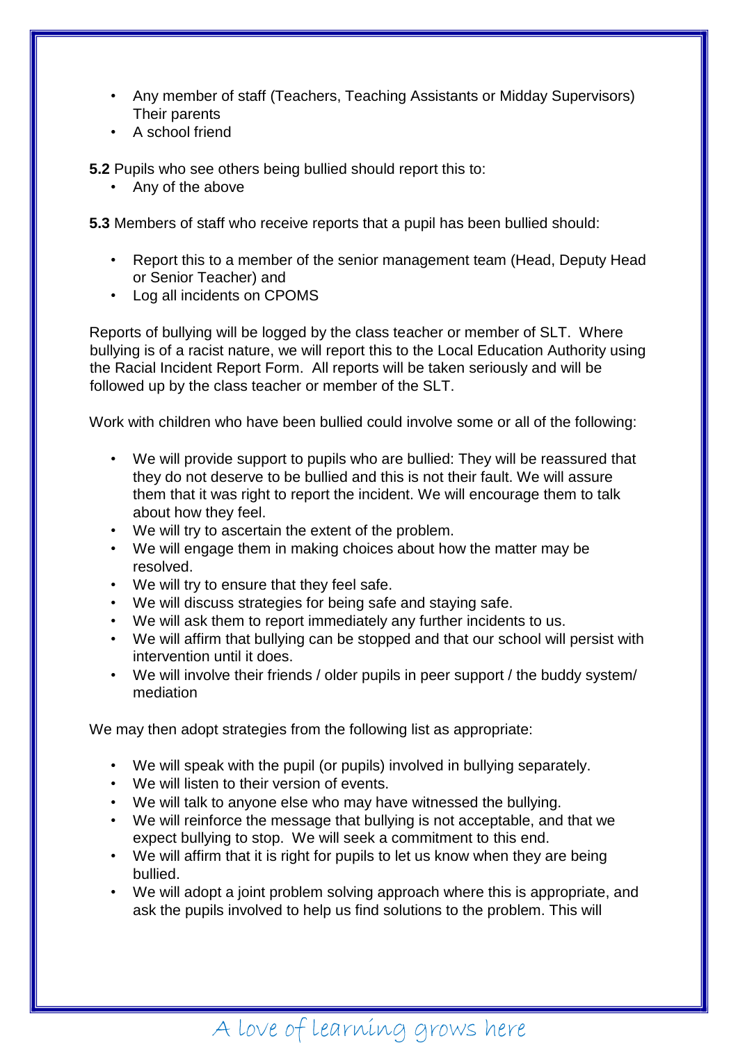- Any member of staff (Teachers, Teaching Assistants or Midday Supervisors) Their parents
- A school friend

**5.2** Pupils who see others being bullied should report this to:

- Any of the above

**5.3** Members of staff who receive reports that a pupil has been bullied should:

- Report this to a member of the senior management team (Head, Deputy Head or Senior Teacher) and
- Log all incidents on CPOMS

Reports of bullying will be logged by the class teacher or member of SLT. Where bullying is of a racist nature, we will report this to the Local Education Authority using the Racial Incident Report Form. All reports will be taken seriously and will be followed up by the class teacher or member of the SLT.

Work with children who have been bullied could involve some or all of the following:

- We will provide support to pupils who are bullied: They will be reassured that they do not deserve to be bullied and this is not their fault. We will assure them that it was right to report the incident. We will encourage them to talk about how they feel.
- We will try to ascertain the extent of the problem.
- We will engage them in making choices about how the matter may be resolved.
- We will try to ensure that they feel safe.
- We will discuss strategies for being safe and staying safe.
- We will ask them to report immediately any further incidents to us.
- We will affirm that bullying can be stopped and that our school will persist with intervention until it does.
- We will involve their friends / older pupils in peer support / the buddy system/ mediation

We may then adopt strategies from the following list as appropriate:

- We will speak with the pupil (or pupils) involved in bullying separately.
- We will listen to their version of events.
- We will talk to anyone else who may have witnessed the bullying.
- We will reinforce the message that bullying is not acceptable, and that we expect bullying to stop. We will seek a commitment to this end.
- We will affirm that it is right for pupils to let us know when they are being bullied.
- We will adopt a joint problem solving approach where this is appropriate, and ask the pupils involved to help us find solutions to the problem. This will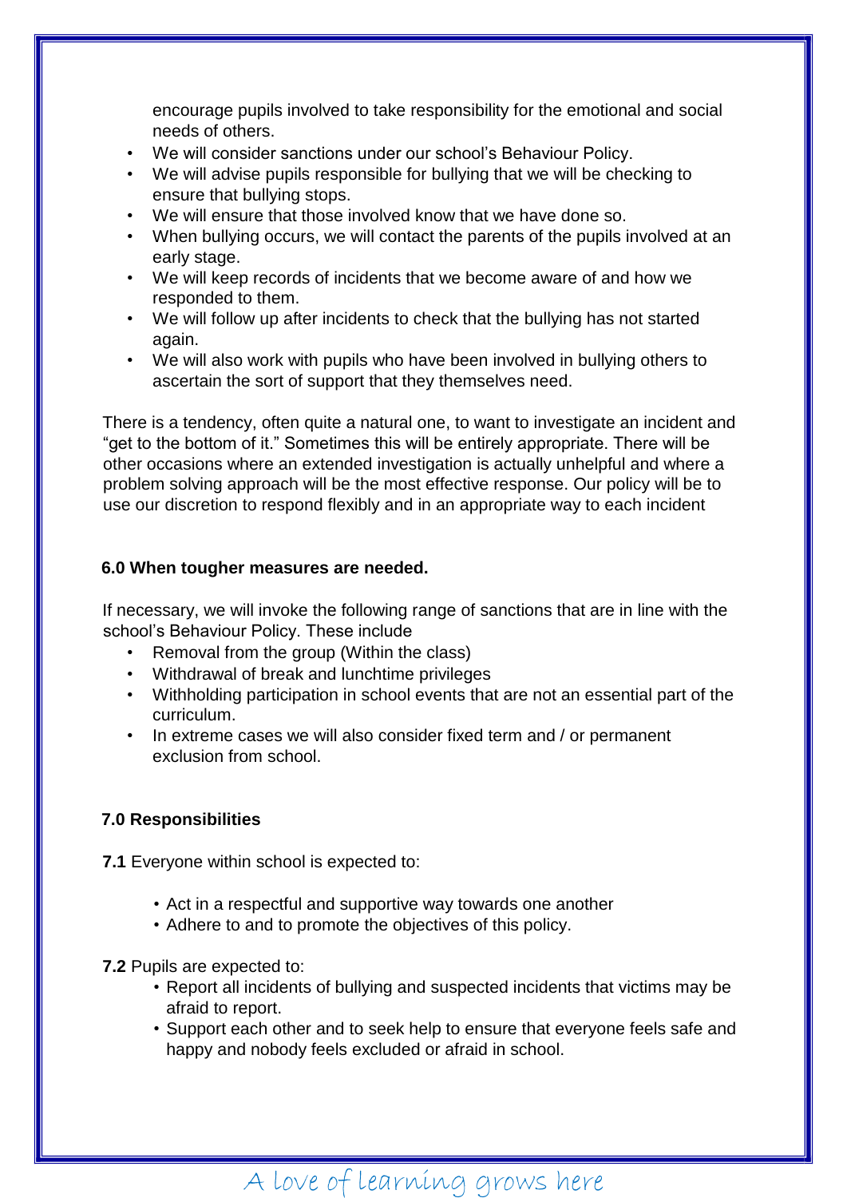encourage pupils involved to take responsibility for the emotional and social needs of others.

- We will consider sanctions under our school's Behaviour Policy.
- We will advise pupils responsible for bullying that we will be checking to ensure that bullying stops.
- We will ensure that those involved know that we have done so.
- When bullying occurs, we will contact the parents of the pupils involved at an early stage.
- We will keep records of incidents that we become aware of and how we responded to them.
- We will follow up after incidents to check that the bullying has not started again.
- We will also work with pupils who have been involved in bullying others to ascertain the sort of support that they themselves need.

There is a tendency, often quite a natural one, to want to investigate an incident and "get to the bottom of it." Sometimes this will be entirely appropriate. There will be other occasions where an extended investigation is actually unhelpful and where a problem solving approach will be the most effective response. Our policy will be to use our discretion to respond flexibly and in an appropriate way to each incident

## 6.0 When tougher measures are needed.

If necessary, we will invoke the following range of sanctions that are in line with the school's Behaviour Policy. These include

- Removal from the group (Within the class)
- Withdrawal of break and lunchtime privileges
- Withholding participation in school events that are not an essential part of the curriculum.
- In extreme cases we will also consider fixed term and / or permanent exclusion from school.

## 7.0 Responsibilities

**7.1** Everyone within school is expected to:

- Act in a respectful and supportive way towards one another
- Adhere to and to promote the objectives of this policy.

**7.2** Pupils are expected to:

- Report all incidents of bullying and suspected incidents that victims may be afraid to report.
- Support each other and to seek help to ensure that everyone feels safe and happy and nobody feels excluded or afraid in school.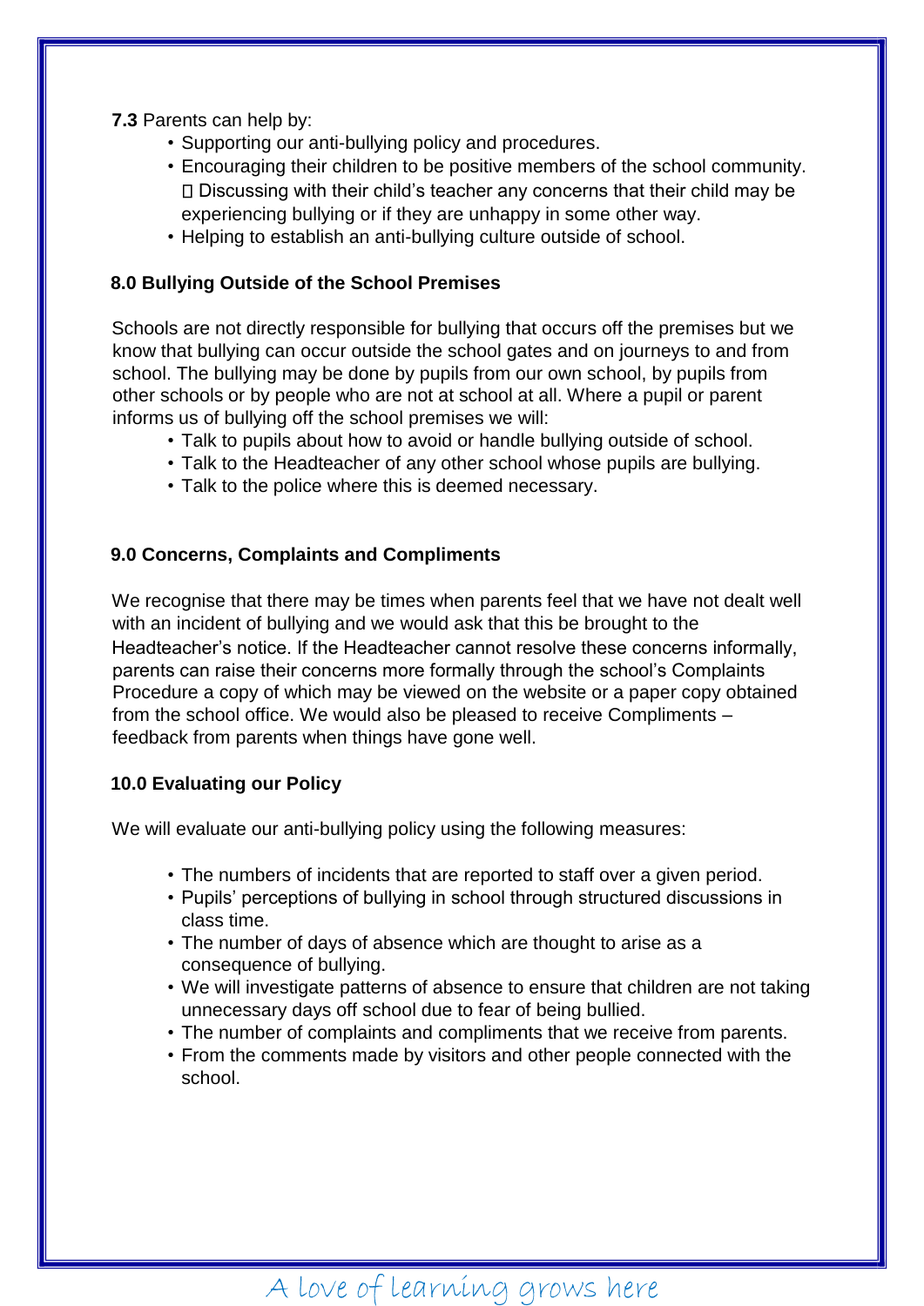**7.3** Parents can help by:

- Supporting our anti-bullying policy and procedures.
- Encouraging their children to be positive members of the school community.
- Discussing with their child's teacher any concerns that their child may be experiencing bullying or if they are unhappy in some other way.
- Helping to establish an anti-bullying culture outside of school.

## 8.0 Bullying Outside of the School Premises

Schools are not directly responsible for bullying that occurs off the premises but we know that bullying can occur outside the school gates and on journeys to and from school. The bullying may be done by pupils from our own school, by pupils from other schools or by people who are not at school at all. Where a pupil or parent informs us of bullying off the school premises we will:

- Talk to pupils about how to avoid or handle bullying outside of school.
- Talk to the Headteacher of any other school whose pupils are bullying.
- Talk to the police where this is deemed necessary.

## 9.0 Concerns, Complaints and Compliments

We recognise that there may be times when parents feel that we have not dealt well with an incident of bullying and we would ask that this be brought to the Headteacher's notice. If the Headteacher cannot resolve these concerns informally, parents can raise their concerns more formally through the school's Complaints Procedure a copy of which may be viewed on the website or a paper copy obtained from the school office. We would also be pleased to receive Compliments – feedback from parents when things have gone well.

## 10.0 Evaluating our Policy

We will evaluate our anti-bullying policy using the following measures:

- The numbers of incidents that are reported to staff over a given period.
- Pupils' perceptions of bullying in school through structured discussions in class time.
- The number of days of absence which are thought to arise as a consequence of bullying.
- We will investigate patterns of absence to ensure that children are not taking unnecessary days off school due to fear of being bullied.
- The number of complaints and compliments that we receive from parents.
- From the comments made by visitors and other people connected with the school.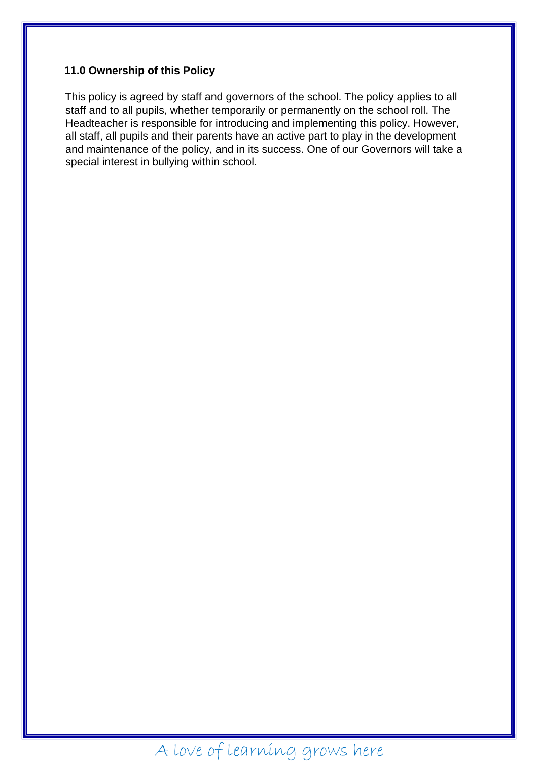### 11.0 Ownership of this Policy

This policy is agreed by staff and governors of the school. The policy applies to all staff and to all pupils, whether temporarily or permanently on the school roll. The Headteacher is responsible for introducing and implementing this policy. However, all staff, all pupils and their parents have an active part to play in the development and maintenance of the policy, and in its success. One of our Governors will take a special interest in bullying within school.